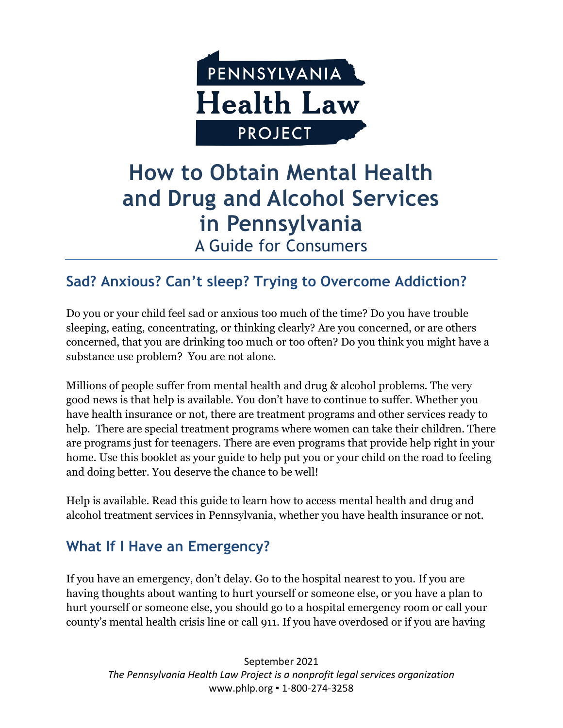PENNSYLVANIA
Health Law
PROJECT

# How to Obtain Mental Health and Drug and Alcohol Services in Pennsylvania

A Guide for Consumers

## Sad? Anxious? Can't sleep? Trying to Overcome Addiction?

Do you or your child feel sad or anxious too much of the time? Do you have trouble sleeping, eating, concentrating, or thinking clearly? Are you concerned, or are others concerned, that you are drinking too much or too often? Do you think you might have a substance use problem? You are not alone.

Millions of people suffer from mental health and drug & alcohol problems. The very good news is that help is available. You don't have to continue to suffer. Whether you have health insurance or not, there are treatment programs and other services ready to help. There are special treatment programs where women can take their children. There are programs just for teenagers. There are even programs that provide help right in your home. Use this booklet as your guide to help put you or your child on the road to feeling and doing better. You deserve the chance to be well!

Help is available. Read this guide to learn how to access mental health and drug and alcohol treatment services in Pennsylvania, whether you have health insurance or not.

## What If I Have an Emergency?

If you have an emergency, don't delay. Go to the hospital nearest to you. If you are having thoughts about wanting to hurt yourself or someone else, or you have a plan to hurt yourself or someone else, you should go to a hospital emergency room or call your county's mental health crisis line or call 911. If you have overdosed or if you are having

September 2021
*The Pennsylvania Health Law Project is a nonprofit legal services organization*
www.phlp.org ▪ 1-800-274-3258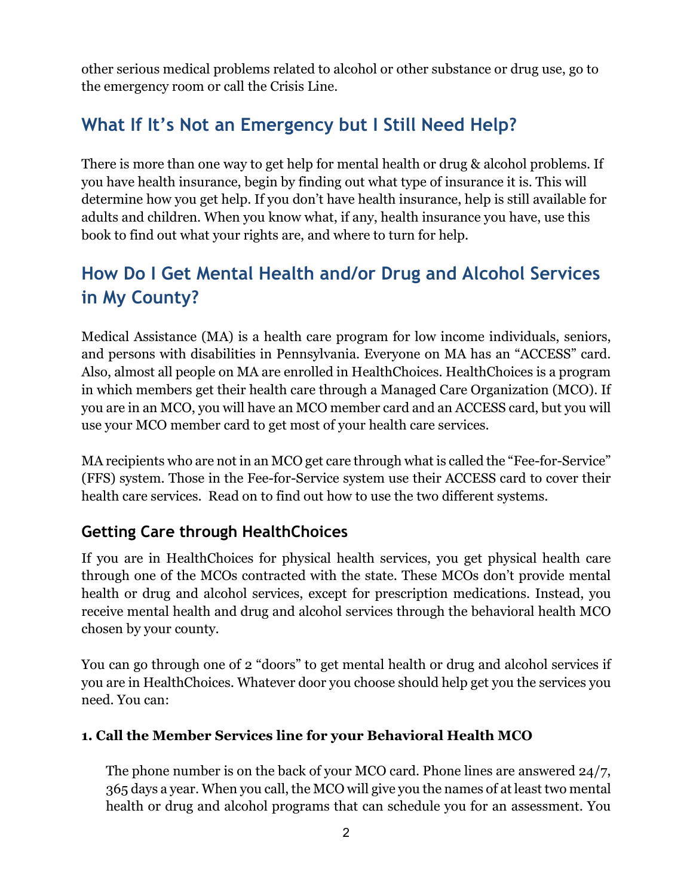other serious medical problems related to alcohol or other substance or drug use, go to the emergency room or call the Crisis Line.

## What If It's Not an Emergency but I Still Need Help?

There is more than one way to get help for mental health or drug & alcohol problems. If you have health insurance, begin by finding out what type of insurance it is. This will determine how you get help. If you don't have health insurance, help is still available for adults and children. When you know what, if any, health insurance you have, use this book to find out what your rights are, and where to turn for help.

## How Do I Get Mental Health and/or Drug and Alcohol Services in My County?

Medical Assistance (MA) is a health care program for low income individuals, seniors, and persons with disabilities in Pennsylvania. Everyone on MA has an "ACCESS" card. Also, almost all people on MA are enrolled in HealthChoices. HealthChoices is a program in which members get their health care through a Managed Care Organization (MCO). If you are in an MCO, you will have an MCO member card and an ACCESS card, but you will use your MCO member card to get most of your health care services.

MA recipients who are not in an MCO get care through what is called the "Fee-for-Service" (FFS) system. Those in the Fee-for-Service system use their ACCESS card to cover their health care services. Read on to find out how to use the two different systems.

### Getting Care through HealthChoices

If you are in HealthChoices for physical health services, you get physical health care through one of the MCOs contracted with the state. These MCOs don't provide mental health or drug and alcohol services, except for prescription medications. Instead, you receive mental health and drug and alcohol services through the behavioral health MCO chosen by your county.

You can go through one of 2 "doors" to get mental health or drug and alcohol services if you are in HealthChoices. Whatever door you choose should help get you the services you need. You can:

**1. Call the Member Services line for your Behavioral Health MCO**

The phone number is on the back of your MCO card. Phone lines are answered 24/7, 365 days a year. When you call, the MCO will give you the names of at least two mental health or drug and alcohol programs that can schedule you for an assessment. You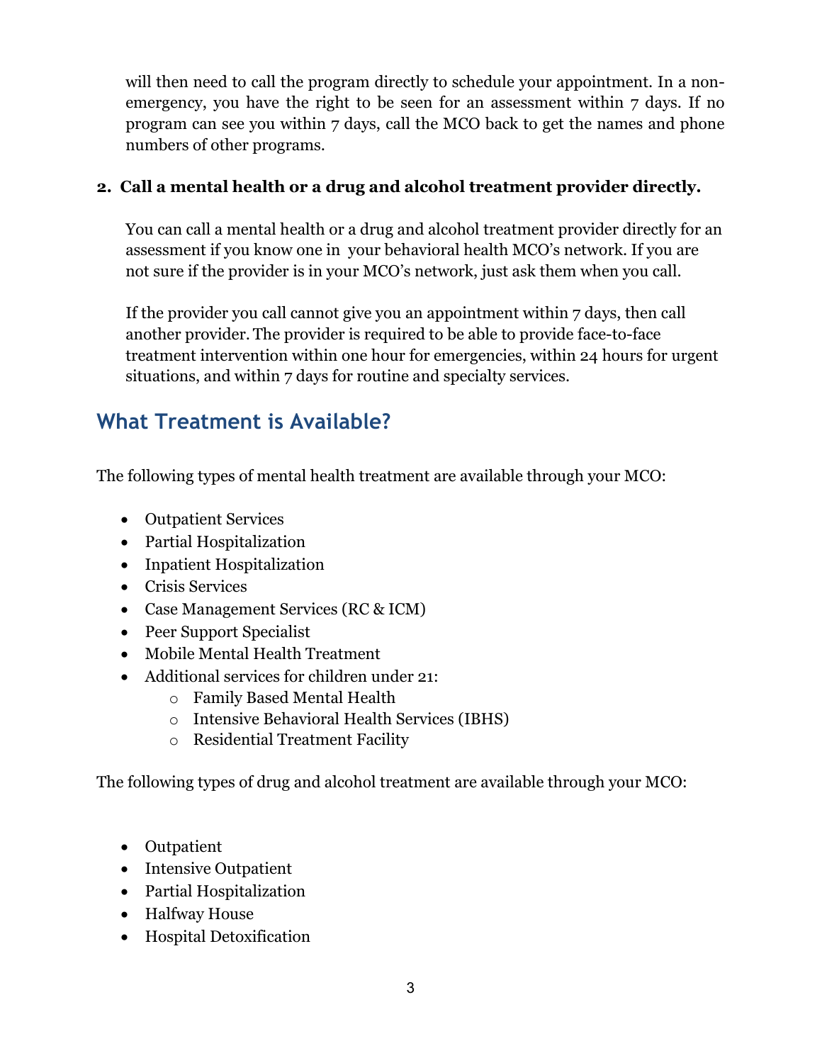will then need to call the program directly to schedule your appointment. In a non-emergency, you have the right to be seen for an assessment within 7 days. If no program can see you within 7 days, call the MCO back to get the names and phone numbers of other programs.

**2. Call a mental health or a drug and alcohol treatment provider directly.**

You can call a mental health or a drug and alcohol treatment provider directly for an assessment if you know one in your behavioral health MCO's network. If you are not sure if the provider is in your MCO's network, just ask them when you call.

If the provider you call cannot give you an appointment within 7 days, then call another provider. The provider is required to be able to provide face-to-face treatment intervention within one hour for emergencies, within 24 hours for urgent situations, and within 7 days for routine and specialty services.

## What Treatment is Available?

The following types of mental health treatment are available through your MCO:

- Outpatient Services
- Partial Hospitalization
- Inpatient Hospitalization
- Crisis Services
- Case Management Services (RC & ICM)
- Peer Support Specialist
- Mobile Mental Health Treatment
- Additional services for children under 21:
  - Family Based Mental Health
  - Intensive Behavioral Health Services (IBHS)
  - Residential Treatment Facility

The following types of drug and alcohol treatment are available through your MCO:

- Outpatient
- Intensive Outpatient
- Partial Hospitalization
- Halfway House
- Hospital Detoxification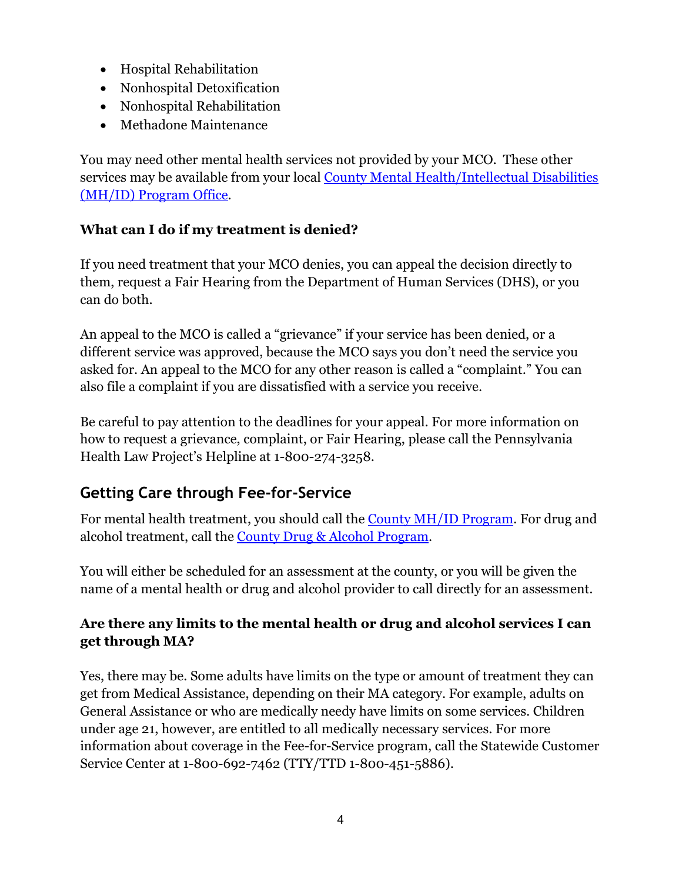- Hospital Rehabilitation
- Nonhospital Detoxification
- Nonhospital Rehabilitation
- Methadone Maintenance

You may need other mental health services not provided by your MCO. These other services may be available from your local [County Mental Health/Intellectual Disabilities (MH/ID) Program Office].

**What can I do if my treatment is denied?**

If you need treatment that your MCO denies, you can appeal the decision directly to them, request a Fair Hearing from the Department of Human Services (DHS), or you can do both.

An appeal to the MCO is called a "grievance" if your service has been denied, or a different service was approved, because the MCO says you don't need the service you asked for. An appeal to the MCO for any other reason is called a "complaint." You can also file a complaint if you are dissatisfied with a service you receive.

Be careful to pay attention to the deadlines for your appeal. For more information on how to request a grievance, complaint, or Fair Hearing, please call the Pennsylvania Health Law Project's Helpline at 1-800-274-3258.

## Getting Care through Fee-for-Service

For mental health treatment, you should call the [County MH/ID Program]. For drug and alcohol treatment, call the [County Drug & Alcohol Program].

You will either be scheduled for an assessment at the county, or you will be given the name of a mental health or drug and alcohol provider to call directly for an assessment.

**Are there any limits to the mental health or drug and alcohol services I can get through MA?**

Yes, there may be. Some adults have limits on the type or amount of treatment they can get from Medical Assistance, depending on their MA category. For example, adults on General Assistance or who are medically needy have limits on some services. Children under age 21, however, are entitled to all medically necessary services. For more information about coverage in the Fee-for-Service program, call the Statewide Customer Service Center at 1-800-692-7462 (TTY/TTD 1-800-451-5886).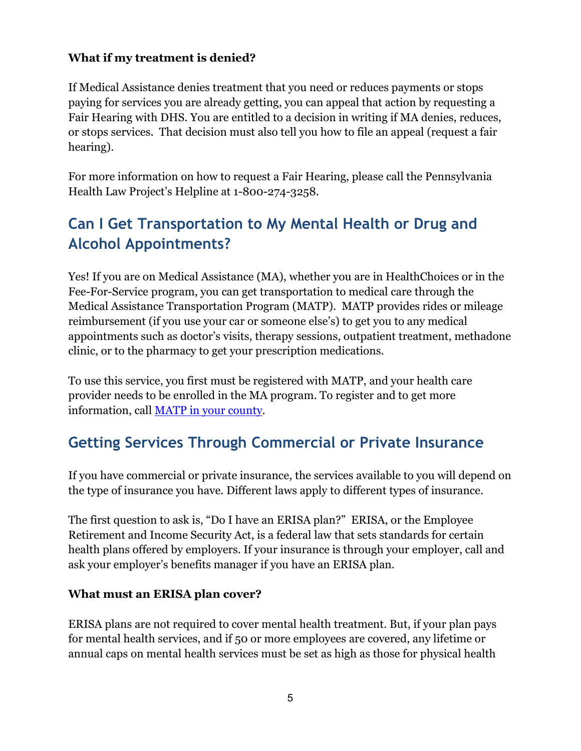**What if my treatment is denied?**

If Medical Assistance denies treatment that you need or reduces payments or stops paying for services you are already getting, you can appeal that action by requesting a Fair Hearing with DHS. You are entitled to a decision in writing if MA denies, reduces, or stops services. That decision must also tell you how to file an appeal (request a fair hearing).

For more information on how to request a Fair Hearing, please call the Pennsylvania Health Law Project's Helpline at 1-800-274-3258.

## Can I Get Transportation to My Mental Health or Drug and Alcohol Appointments?

Yes! If you are on Medical Assistance (MA), whether you are in HealthChoices or in the Fee-For-Service program, you can get transportation to medical care through the Medical Assistance Transportation Program (MATP). MATP provides rides or mileage reimbursement (if you use your car or someone else's) to get you to any medical appointments such as doctor's visits, therapy sessions, outpatient treatment, methadone clinic, or to the pharmacy to get your prescription medications.

To use this service, you first must be registered with MATP, and your health care provider needs to be enrolled in the MA program. To register and to get more information, call MATP in your county.

## Getting Services Through Commercial or Private Insurance

If you have commercial or private insurance, the services available to you will depend on the type of insurance you have. Different laws apply to different types of insurance.

The first question to ask is, "Do I have an ERISA plan?" ERISA, or the Employee Retirement and Income Security Act, is a federal law that sets standards for certain health plans offered by employers. If your insurance is through your employer, call and ask your employer's benefits manager if you have an ERISA plan.

**What must an ERISA plan cover?**

ERISA plans are not required to cover mental health treatment. But, if your plan pays for mental health services, and if 50 or more employees are covered, any lifetime or annual caps on mental health services must be set as high as those for physical health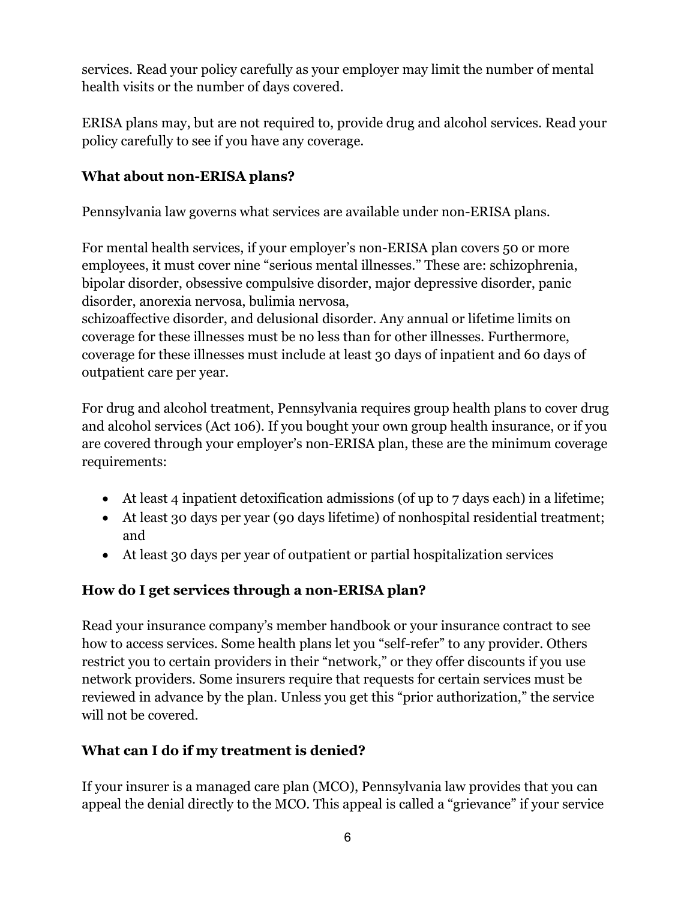services. Read your policy carefully as your employer may limit the number of mental health visits or the number of days covered.

ERISA plans may, but are not required to, provide drug and alcohol services. Read your policy carefully to see if you have any coverage.

### What about non-ERISA plans?

Pennsylvania law governs what services are available under non-ERISA plans.

For mental health services, if your employer's non-ERISA plan covers 50 or more employees, it must cover nine "serious mental illnesses." These are: schizophrenia, bipolar disorder, obsessive compulsive disorder, major depressive disorder, panic disorder, anorexia nervosa, bulimia nervosa, schizoaffective disorder, and delusional disorder. Any annual or lifetime limits on coverage for these illnesses must be no less than for other illnesses. Furthermore, coverage for these illnesses must include at least 30 days of inpatient and 60 days of outpatient care per year.

For drug and alcohol treatment, Pennsylvania requires group health plans to cover drug and alcohol services (Act 106). If you bought your own group health insurance, or if you are covered through your employer's non-ERISA plan, these are the minimum coverage requirements:

- At least 4 inpatient detoxification admissions (of up to 7 days each) in a lifetime;
- At least 30 days per year (90 days lifetime) of nonhospital residential treatment; and
- At least 30 days per year of outpatient or partial hospitalization services

### How do I get services through a non-ERISA plan?

Read your insurance company's member handbook or your insurance contract to see how to access services. Some health plans let you "self-refer" to any provider. Others restrict you to certain providers in their "network," or they offer discounts if you use network providers. Some insurers require that requests for certain services must be reviewed in advance by the plan. Unless you get this "prior authorization," the service will not be covered.

### What can I do if my treatment is denied?

If your insurer is a managed care plan (MCO), Pennsylvania law provides that you can appeal the denial directly to the MCO. This appeal is called a "grievance" if your service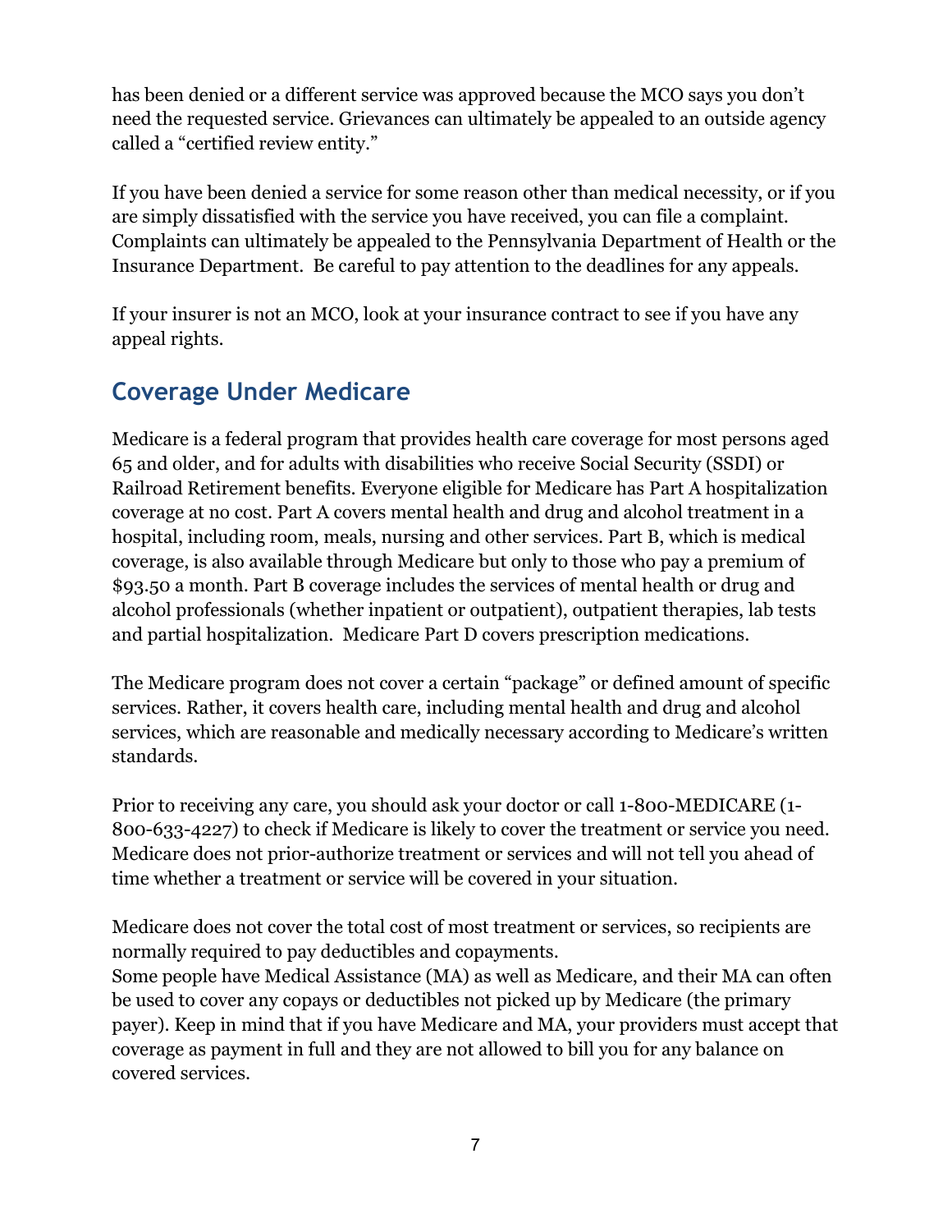has been denied or a different service was approved because the MCO says you don't need the requested service. Grievances can ultimately be appealed to an outside agency called a "certified review entity."

If you have been denied a service for some reason other than medical necessity, or if you are simply dissatisfied with the service you have received, you can file a complaint. Complaints can ultimately be appealed to the Pennsylvania Department of Health or the Insurance Department. Be careful to pay attention to the deadlines for any appeals.

If your insurer is not an MCO, look at your insurance contract to see if you have any appeal rights.

## Coverage Under Medicare

Medicare is a federal program that provides health care coverage for most persons aged 65 and older, and for adults with disabilities who receive Social Security (SSDI) or Railroad Retirement benefits. Everyone eligible for Medicare has Part A hospitalization coverage at no cost. Part A covers mental health and drug and alcohol treatment in a hospital, including room, meals, nursing and other services. Part B, which is medical coverage, is also available through Medicare but only to those who pay a premium of $93.50 a month. Part B coverage includes the services of mental health or drug and alcohol professionals (whether inpatient or outpatient), outpatient therapies, lab tests and partial hospitalization. Medicare Part D covers prescription medications.

The Medicare program does not cover a certain "package" or defined amount of specific services. Rather, it covers health care, including mental health and drug and alcohol services, which are reasonable and medically necessary according to Medicare's written standards.

Prior to receiving any care, you should ask your doctor or call 1-800-MEDICARE (1-800-633-4227) to check if Medicare is likely to cover the treatment or service you need. Medicare does not prior-authorize treatment or services and will not tell you ahead of time whether a treatment or service will be covered in your situation.

Medicare does not cover the total cost of most treatment or services, so recipients are normally required to pay deductibles and copayments.
Some people have Medical Assistance (MA) as well as Medicare, and their MA can often be used to cover any copays or deductibles not picked up by Medicare (the primary payer). Keep in mind that if you have Medicare and MA, your providers must accept that coverage as payment in full and they are not allowed to bill you for any balance on covered services.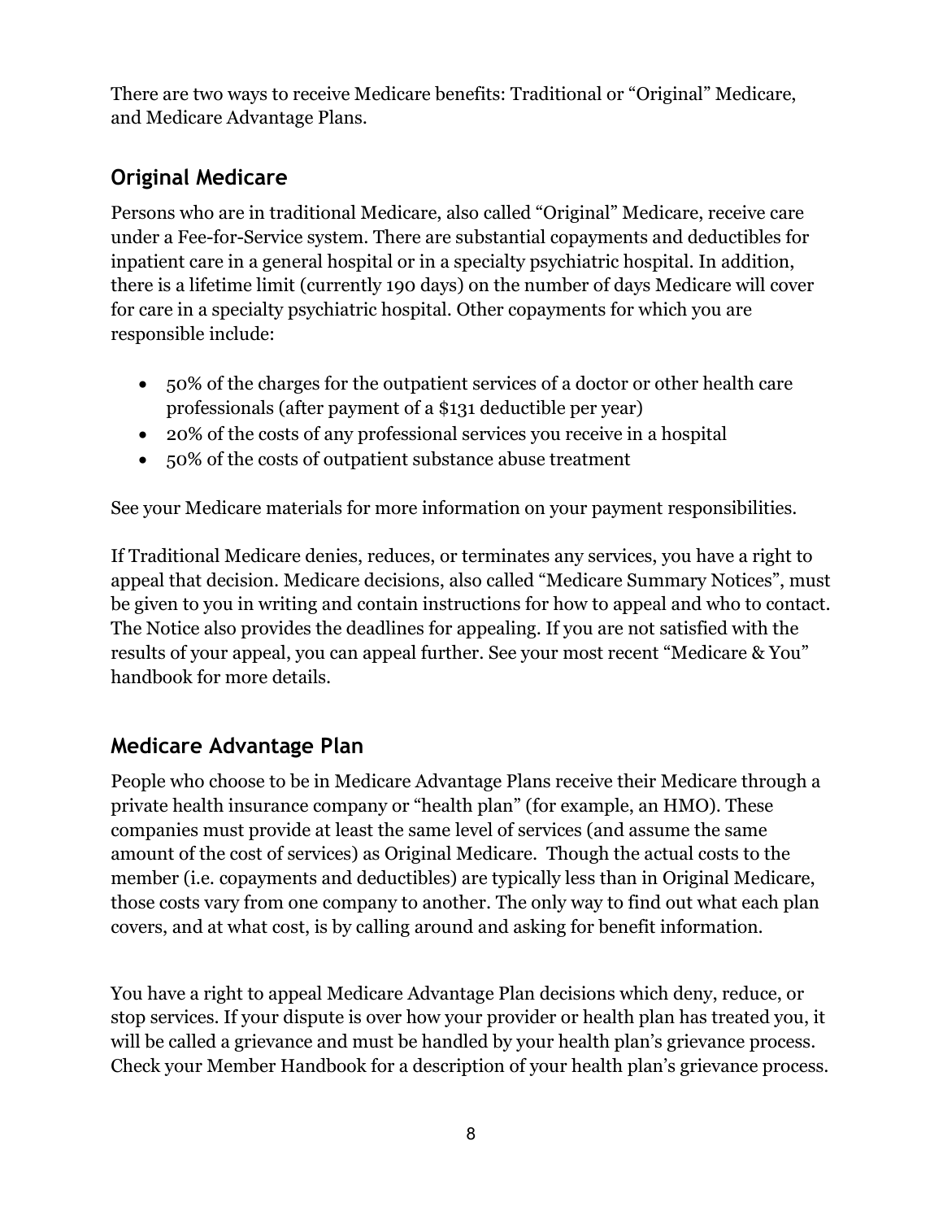There are two ways to receive Medicare benefits: Traditional or "Original" Medicare, and Medicare Advantage Plans.

## Original Medicare

Persons who are in traditional Medicare, also called "Original" Medicare, receive care under a Fee-for-Service system. There are substantial copayments and deductibles for inpatient care in a general hospital or in a specialty psychiatric hospital. In addition, there is a lifetime limit (currently 190 days) on the number of days Medicare will cover for care in a specialty psychiatric hospital. Other copayments for which you are responsible include:

- 50% of the charges for the outpatient services of a doctor or other health care professionals (after payment of a $131 deductible per year)
- 20% of the costs of any professional services you receive in a hospital
- 50% of the costs of outpatient substance abuse treatment

See your Medicare materials for more information on your payment responsibilities.

If Traditional Medicare denies, reduces, or terminates any services, you have a right to appeal that decision. Medicare decisions, also called "Medicare Summary Notices", must be given to you in writing and contain instructions for how to appeal and who to contact. The Notice also provides the deadlines for appealing. If you are not satisfied with the results of your appeal, you can appeal further. See your most recent "Medicare & You" handbook for more details.

## Medicare Advantage Plan

People who choose to be in Medicare Advantage Plans receive their Medicare through a private health insurance company or "health plan" (for example, an HMO). These companies must provide at least the same level of services (and assume the same amount of the cost of services) as Original Medicare. Though the actual costs to the member (i.e. copayments and deductibles) are typically less than in Original Medicare, those costs vary from one company to another. The only way to find out what each plan covers, and at what cost, is by calling around and asking for benefit information.

You have a right to appeal Medicare Advantage Plan decisions which deny, reduce, or stop services. If your dispute is over how your provider or health plan has treated you, it will be called a grievance and must be handled by your health plan's grievance process. Check your Member Handbook for a description of your health plan's grievance process.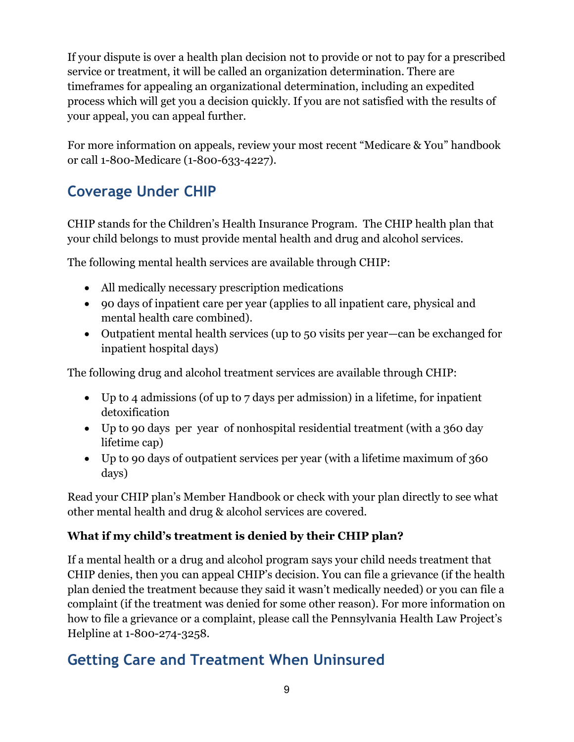If your dispute is over a health plan decision not to provide or not to pay for a prescribed service or treatment, it will be called an organization determination. There are timeframes for appealing an organizational determination, including an expedited process which will get you a decision quickly. If you are not satisfied with the results of your appeal, you can appeal further.

For more information on appeals, review your most recent "Medicare & You" handbook or call 1-800-Medicare (1-800-633-4227).

## Coverage Under CHIP

CHIP stands for the Children's Health Insurance Program. The CHIP health plan that your child belongs to must provide mental health and drug and alcohol services.

The following mental health services are available through CHIP:

- All medically necessary prescription medications
- 90 days of inpatient care per year (applies to all inpatient care, physical and mental health care combined).
- Outpatient mental health services (up to 50 visits per year—can be exchanged for inpatient hospital days)

The following drug and alcohol treatment services are available through CHIP:

- Up to 4 admissions (of up to 7 days per admission) in a lifetime, for inpatient detoxification
- Up to 90 days per year of nonhospital residential treatment (with a 360 day lifetime cap)
- Up to 90 days of outpatient services per year (with a lifetime maximum of 360 days)

Read your CHIP plan's Member Handbook or check with your plan directly to see what other mental health and drug & alcohol services are covered.

**What if my child's treatment is denied by their CHIP plan?**

If a mental health or a drug and alcohol program says your child needs treatment that CHIP denies, then you can appeal CHIP's decision. You can file a grievance (if the health plan denied the treatment because they said it wasn't medically needed) or you can file a complaint (if the treatment was denied for some other reason). For more information on how to file a grievance or a complaint, please call the Pennsylvania Health Law Project's Helpline at 1-800-274-3258.

## Getting Care and Treatment When Uninsured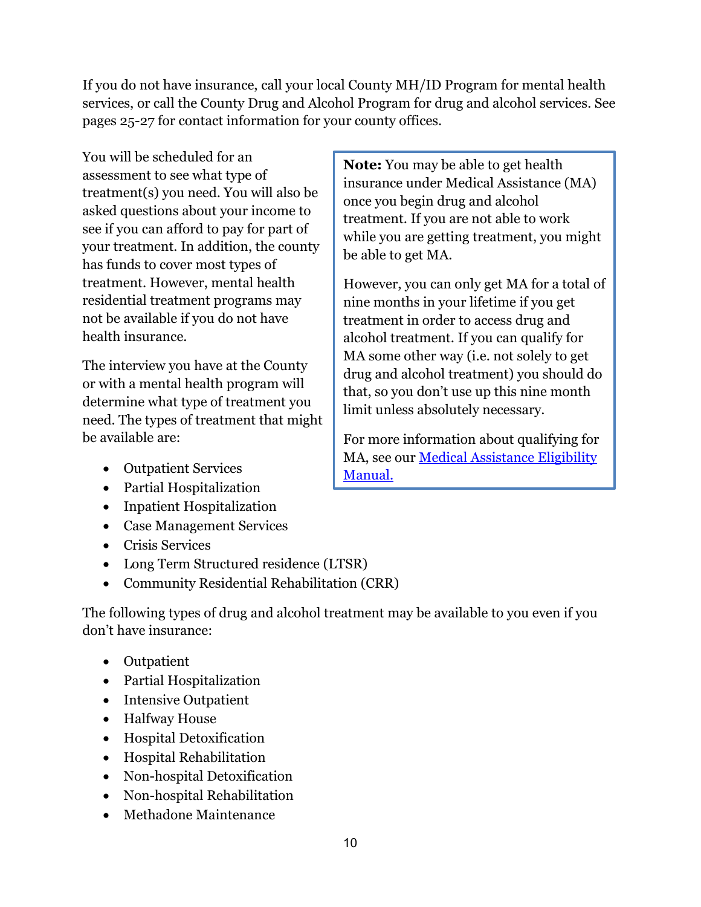If you do not have insurance, call your local County MH/ID Program for mental health services, or call the County Drug and Alcohol Program for drug and alcohol services. See pages 25-27 for contact information for your county offices.

You will be scheduled for an assessment to see what type of treatment(s) you need. You will also be asked questions about your income to see if you can afford to pay for part of your treatment. In addition, the county has funds to cover most types of treatment. However, mental health residential treatment programs may not be available if you do not have health insurance.

The interview you have at the County or with a mental health program will determine what type of treatment you need. The types of treatment that might be available are:

- Outpatient Services
- Partial Hospitalization
- Inpatient Hospitalization
- Case Management Services
- Crisis Services
- Long Term Structured residence (LTSR)
- Community Residential Rehabilitation (CRR)

> **Note:** You may be able to get health insurance under Medical Assistance (MA) once you begin drug and alcohol treatment. If you are not able to work while you are getting treatment, you might be able to get MA.
>
> However, you can only get MA for a total of nine months in your lifetime if you get treatment in order to access drug and alcohol treatment. If you can qualify for MA some other way (i.e. not solely to get drug and alcohol treatment) you should do that, so you don't use up this nine month limit unless absolutely necessary.
>
> For more information about qualifying for MA, see our Medical Assistance Eligibility Manual.

The following types of drug and alcohol treatment may be available to you even if you don't have insurance:

- Outpatient
- Partial Hospitalization
- Intensive Outpatient
- Halfway House
- Hospital Detoxification
- Hospital Rehabilitation
- Non-hospital Detoxification
- Non-hospital Rehabilitation
- Methadone Maintenance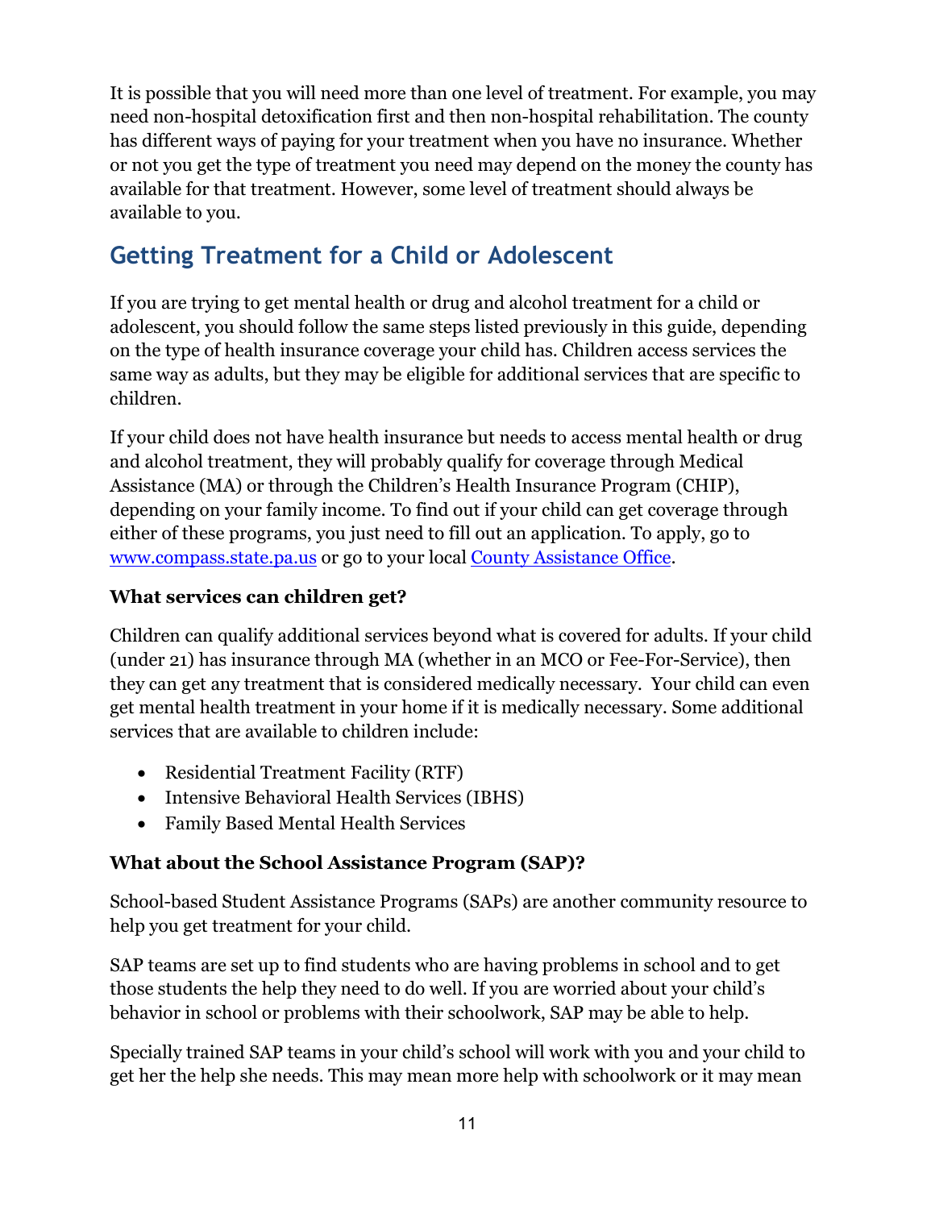It is possible that you will need more than one level of treatment. For example, you may need non-hospital detoxification first and then non-hospital rehabilitation. The county has different ways of paying for your treatment when you have no insurance. Whether or not you get the type of treatment you need may depend on the money the county has available for that treatment. However, some level of treatment should always be available to you.

## Getting Treatment for a Child or Adolescent

If you are trying to get mental health or drug and alcohol treatment for a child or adolescent, you should follow the same steps listed previously in this guide, depending on the type of health insurance coverage your child has. Children access services the same way as adults, but they may be eligible for additional services that are specific to children.

If your child does not have health insurance but needs to access mental health or drug and alcohol treatment, they will probably qualify for coverage through Medical Assistance (MA) or through the Children's Health Insurance Program (CHIP), depending on your family income. To find out if your child can get coverage through either of these programs, you just need to fill out an application. To apply, go to [www.compass.state.pa.us](www.compass.state.pa.us) or go to your local [County Assistance Office](County Assistance Office).

### What services can children get?

Children can qualify additional services beyond what is covered for adults. If your child (under 21) has insurance through MA (whether in an MCO or Fee-For-Service), then they can get any treatment that is considered medically necessary. Your child can even get mental health treatment in your home if it is medically necessary. Some additional services that are available to children include:

- Residential Treatment Facility (RTF)
- Intensive Behavioral Health Services (IBHS)
- Family Based Mental Health Services

### What about the School Assistance Program (SAP)?

School-based Student Assistance Programs (SAPs) are another community resource to help you get treatment for your child.

SAP teams are set up to find students who are having problems in school and to get those students the help they need to do well. If you are worried about your child's behavior in school or problems with their schoolwork, SAP may be able to help.

Specially trained SAP teams in your child's school will work with you and your child to get her the help she needs. This may mean more help with schoolwork or it may mean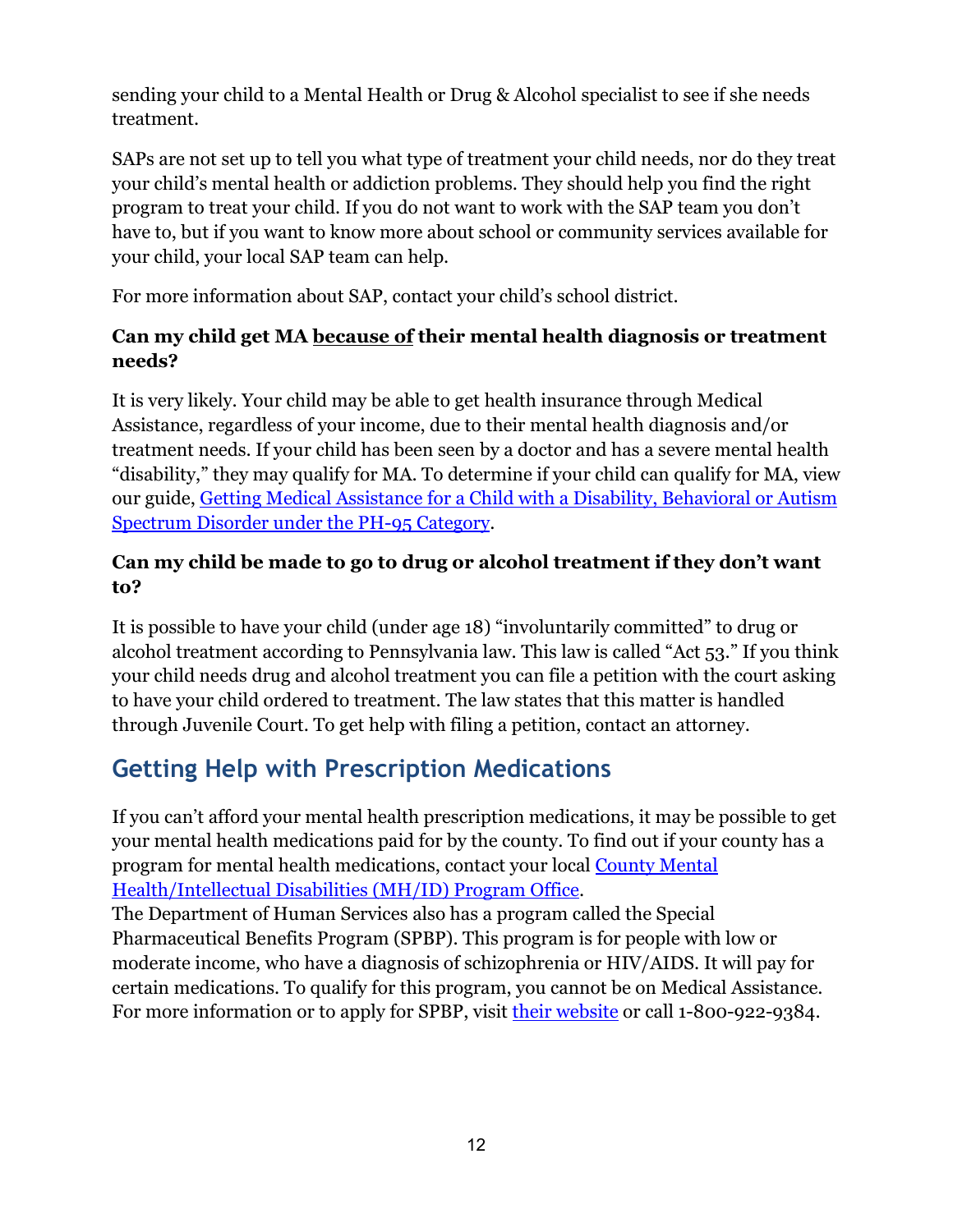sending your child to a Mental Health or Drug & Alcohol specialist to see if she needs treatment.

SAPs are not set up to tell you what type of treatment your child needs, nor do they treat your child's mental health or addiction problems. They should help you find the right program to treat your child. If you do not want to work with the SAP team you don't have to, but if you want to know more about school or community services available for your child, your local SAP team can help.

For more information about SAP, contact your child's school district.

**Can my child get MA <u>because of</u> their mental health diagnosis or treatment needs?**

It is very likely. Your child may be able to get health insurance through Medical Assistance, regardless of your income, due to their mental health diagnosis and/or treatment needs. If your child has been seen by a doctor and has a severe mental health "disability," they may qualify for MA. To determine if your child can qualify for MA, view our guide, [Getting Medical Assistance for a Child with a Disability, Behavioral or Autism Spectrum Disorder under the PH-95 Category](#).

**Can my child be made to go to drug or alcohol treatment if they don't want to?**

It is possible to have your child (under age 18) "involuntarily committed" to drug or alcohol treatment according to Pennsylvania law. This law is called "Act 53." If you think your child needs drug and alcohol treatment you can file a petition with the court asking to have your child ordered to treatment. The law states that this matter is handled through Juvenile Court. To get help with filing a petition, contact an attorney.

## Getting Help with Prescription Medications

If you can't afford your mental health prescription medications, it may be possible to get your mental health medications paid for by the county. To find out if your county has a program for mental health medications, contact your local [County Mental Health/Intellectual Disabilities (MH/ID) Program Office](#).

The Department of Human Services also has a program called the Special Pharmaceutical Benefits Program (SPBP). This program is for people with low or moderate income, who have a diagnosis of schizophrenia or HIV/AIDS. It will pay for certain medications. To qualify for this program, you cannot be on Medical Assistance. For more information or to apply for SPBP, visit [their website](#) or call 1-800-922-9384.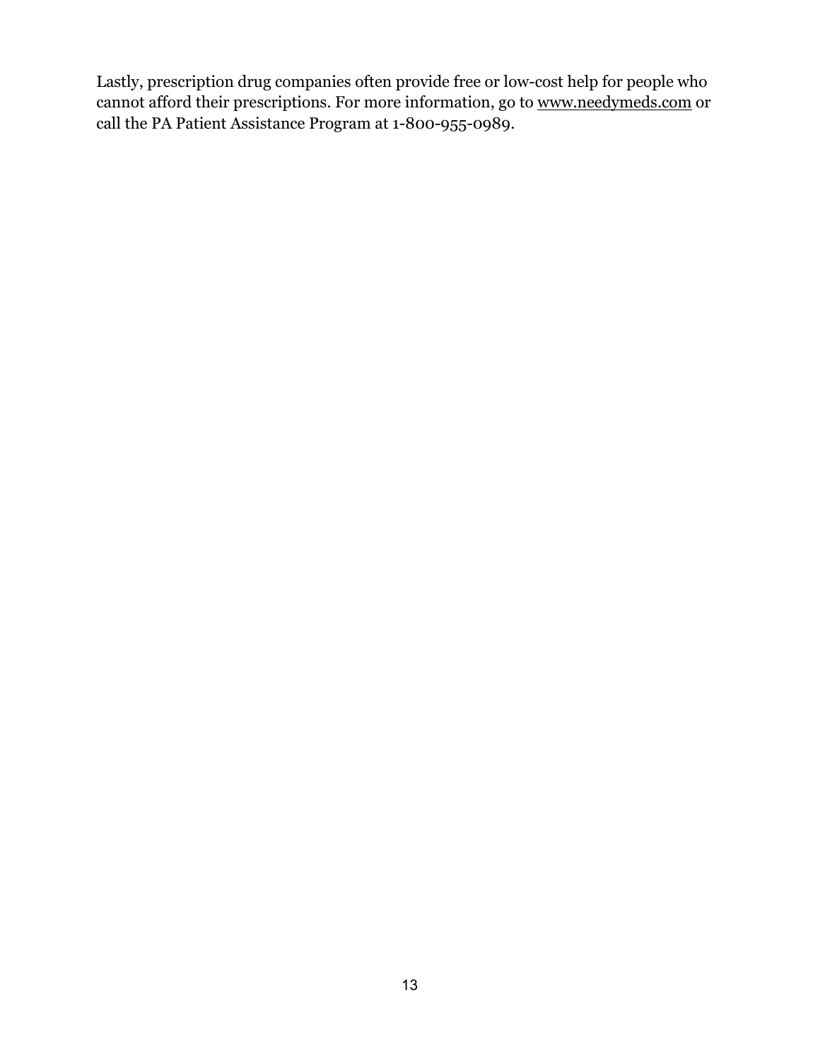Lastly, prescription drug companies often provide free or low-cost help for people who cannot afford their prescriptions. For more information, go to www.needymeds.com or call the PA Patient Assistance Program at 1-800-955-0989.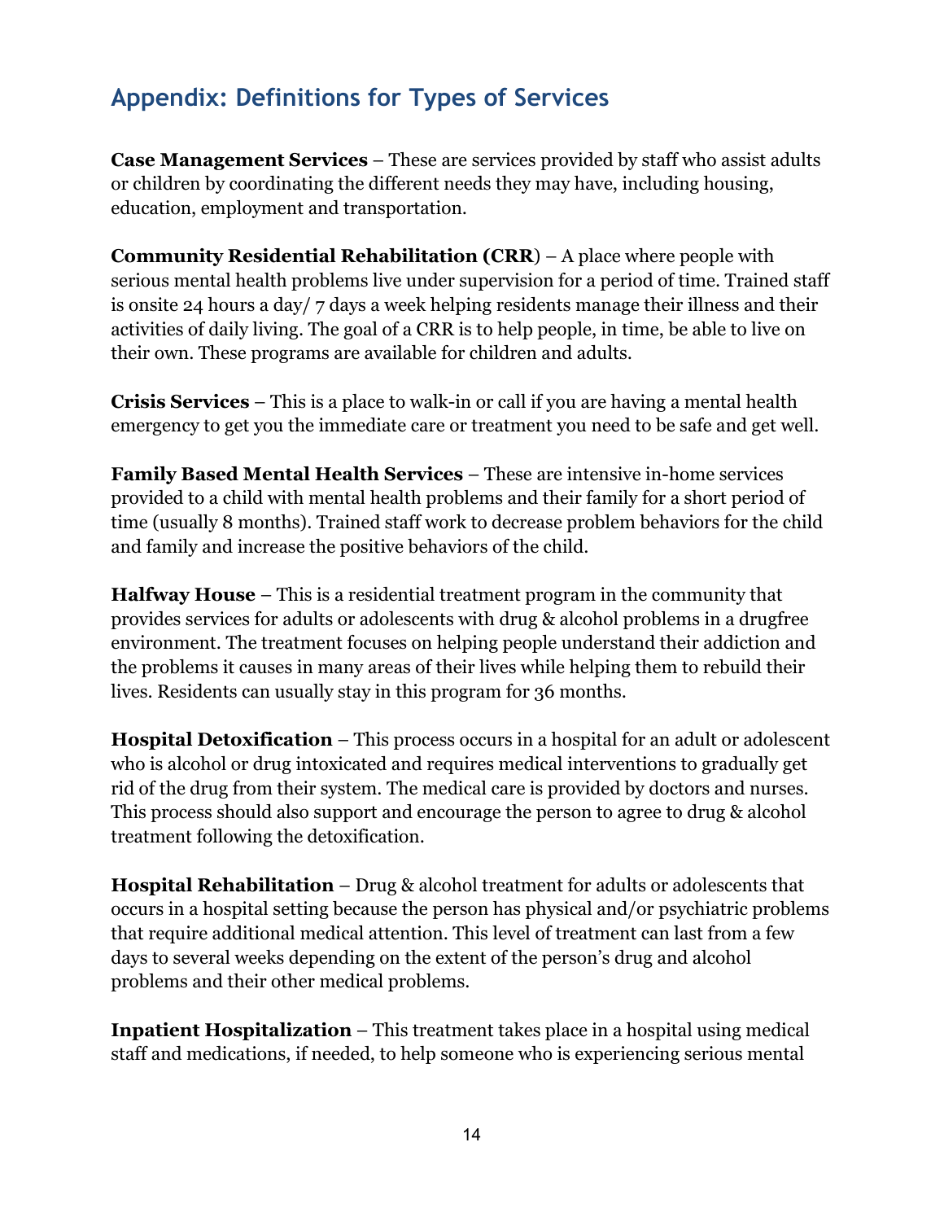## Appendix: Definitions for Types of Services

**Case Management Services** – These are services provided by staff who assist adults or children by coordinating the different needs they may have, including housing, education, employment and transportation.

**Community Residential Rehabilitation (CRR**) – A place where people with serious mental health problems live under supervision for a period of time. Trained staff is onsite 24 hours a day/ 7 days a week helping residents manage their illness and their activities of daily living. The goal of a CRR is to help people, in time, be able to live on their own. These programs are available for children and adults.

**Crisis Services** – This is a place to walk-in or call if you are having a mental health emergency to get you the immediate care or treatment you need to be safe and get well.

**Family Based Mental Health Services** – These are intensive in-home services provided to a child with mental health problems and their family for a short period of time (usually 8 months). Trained staff work to decrease problem behaviors for the child and family and increase the positive behaviors of the child.

**Halfway House** – This is a residential treatment program in the community that provides services for adults or adolescents with drug & alcohol problems in a drugfree environment. The treatment focuses on helping people understand their addiction and the problems it causes in many areas of their lives while helping them to rebuild their lives. Residents can usually stay in this program for 36 months.

**Hospital Detoxification** – This process occurs in a hospital for an adult or adolescent who is alcohol or drug intoxicated and requires medical interventions to gradually get rid of the drug from their system. The medical care is provided by doctors and nurses. This process should also support and encourage the person to agree to drug & alcohol treatment following the detoxification.

**Hospital Rehabilitation** – Drug & alcohol treatment for adults or adolescents that occurs in a hospital setting because the person has physical and/or psychiatric problems that require additional medical attention. This level of treatment can last from a few days to several weeks depending on the extent of the person's drug and alcohol problems and their other medical problems.

**Inpatient Hospitalization** – This treatment takes place in a hospital using medical staff and medications, if needed, to help someone who is experiencing serious mental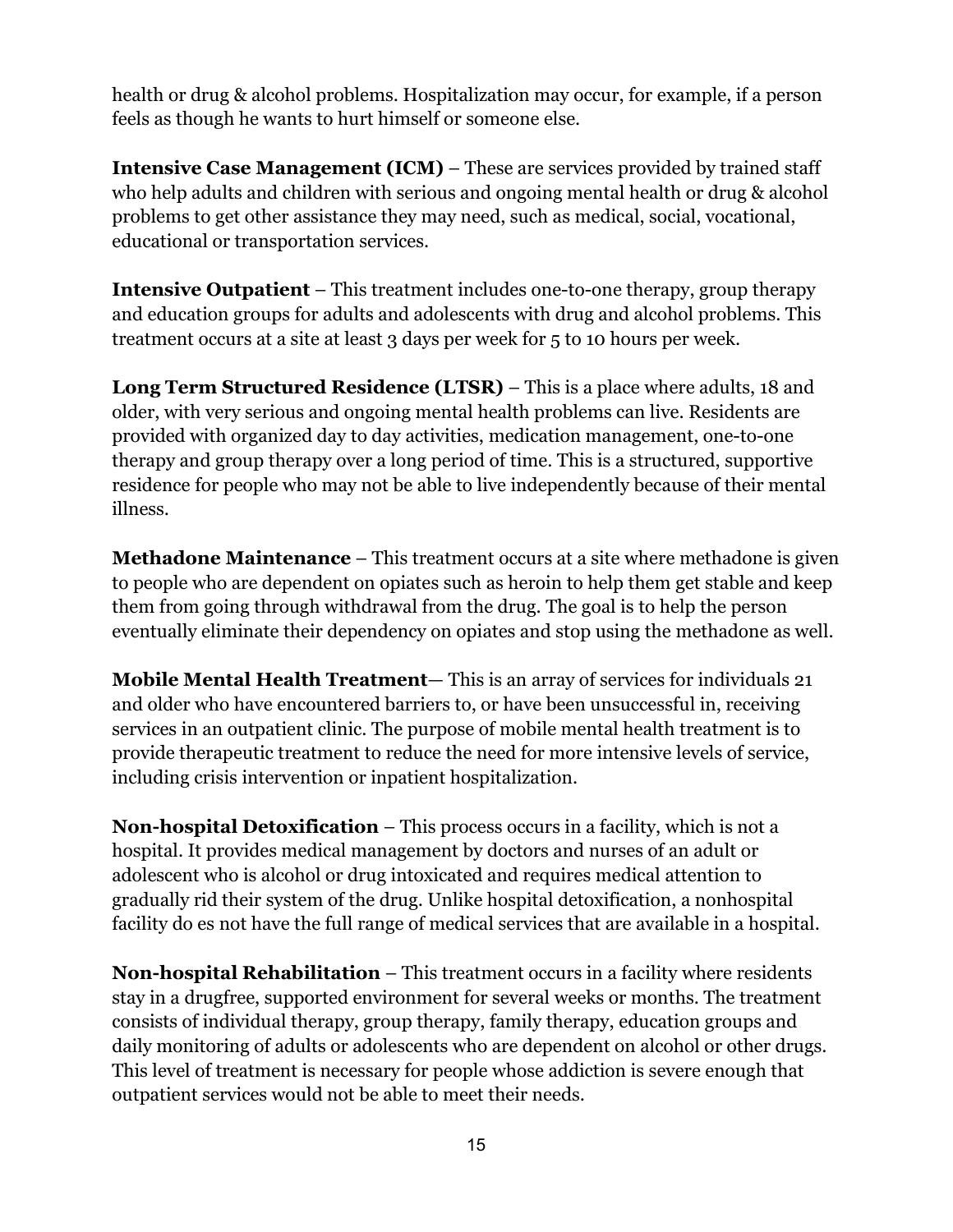health or drug & alcohol problems. Hospitalization may occur, for example, if a person feels as though he wants to hurt himself or someone else.

**Intensive Case Management (ICM)** – These are services provided by trained staff who help adults and children with serious and ongoing mental health or drug & alcohol problems to get other assistance they may need, such as medical, social, vocational, educational or transportation services.

**Intensive Outpatient** – This treatment includes one-to-one therapy, group therapy and education groups for adults and adolescents with drug and alcohol problems. This treatment occurs at a site at least 3 days per week for 5 to 10 hours per week.

**Long Term Structured Residence (LTSR)** – This is a place where adults, 18 and older, with very serious and ongoing mental health problems can live. Residents are provided with organized day to day activities, medication management, one-to-one therapy and group therapy over a long period of time. This is a structured, supportive residence for people who may not be able to live independently because of their mental illness.

**Methadone Maintenance** – This treatment occurs at a site where methadone is given to people who are dependent on opiates such as heroin to help them get stable and keep them from going through withdrawal from the drug. The goal is to help the person eventually eliminate their dependency on opiates and stop using the methadone as well.

**Mobile Mental Health Treatment**— This is an array of services for individuals 21 and older who have encountered barriers to, or have been unsuccessful in, receiving services in an outpatient clinic. The purpose of mobile mental health treatment is to provide therapeutic treatment to reduce the need for more intensive levels of service, including crisis intervention or inpatient hospitalization.

**Non-hospital Detoxification** – This process occurs in a facility, which is not a hospital. It provides medical management by doctors and nurses of an adult or adolescent who is alcohol or drug intoxicated and requires medical attention to gradually rid their system of the drug. Unlike hospital detoxification, a nonhospital facility do es not have the full range of medical services that are available in a hospital.

**Non-hospital Rehabilitation** – This treatment occurs in a facility where residents stay in a drugfree, supported environment for several weeks or months. The treatment consists of individual therapy, group therapy, family therapy, education groups and daily monitoring of adults or adolescents who are dependent on alcohol or other drugs. This level of treatment is necessary for people whose addiction is severe enough that outpatient services would not be able to meet their needs.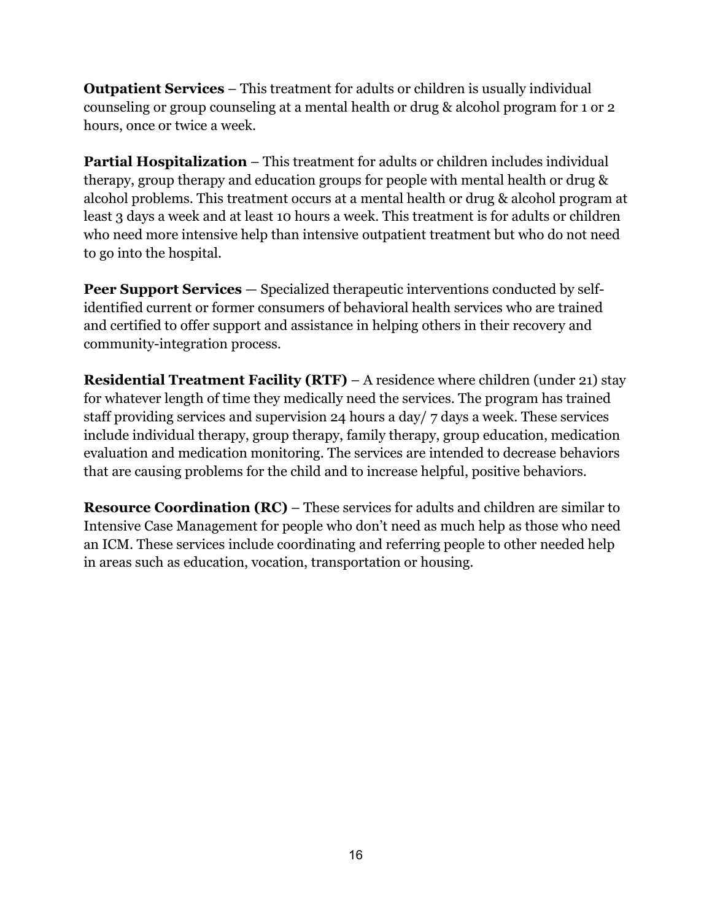**Outpatient Services** – This treatment for adults or children is usually individual counseling or group counseling at a mental health or drug & alcohol program for 1 or 2 hours, once or twice a week.

**Partial Hospitalization** – This treatment for adults or children includes individual therapy, group therapy and education groups for people with mental health or drug & alcohol problems. This treatment occurs at a mental health or drug & alcohol program at least 3 days a week and at least 10 hours a week. This treatment is for adults or children who need more intensive help than intensive outpatient treatment but who do not need to go into the hospital.

**Peer Support Services** — Specialized therapeutic interventions conducted by self-identified current or former consumers of behavioral health services who are trained and certified to offer support and assistance in helping others in their recovery and community-integration process.

**Residential Treatment Facility (RTF)** – A residence where children (under 21) stay for whatever length of time they medically need the services. The program has trained staff providing services and supervision 24 hours a day/ 7 days a week. These services include individual therapy, group therapy, family therapy, group education, medication evaluation and medication monitoring. The services are intended to decrease behaviors that are causing problems for the child and to increase helpful, positive behaviors.

**Resource Coordination (RC)** – These services for adults and children are similar to Intensive Case Management for people who don't need as much help as those who need an ICM. These services include coordinating and referring people to other needed help in areas such as education, vocation, transportation or housing.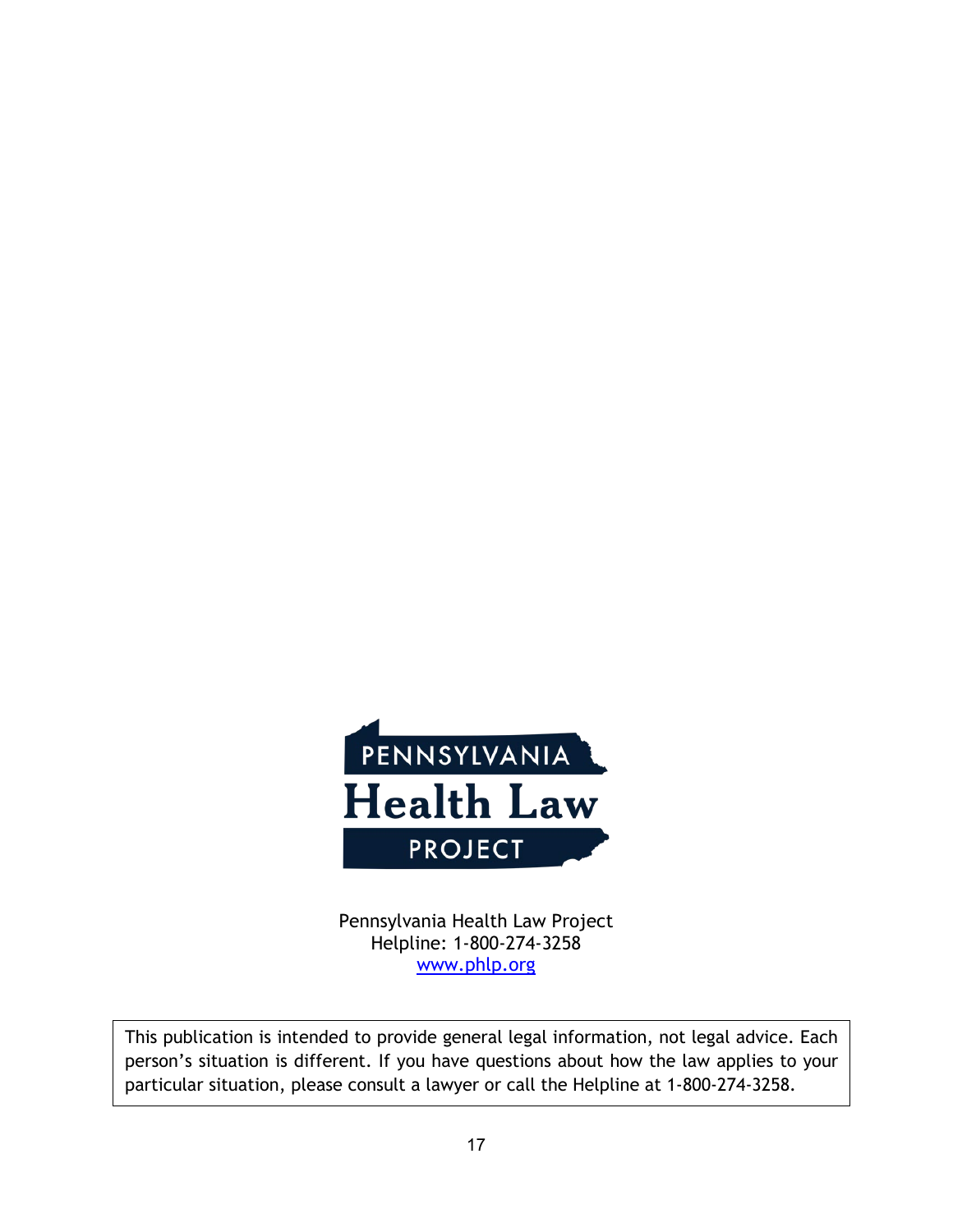PENNSYLVANIA

Health Law

PROJECT

Pennsylvania Health Law Project
Helpline: 1-800-274-3258
[www.phlp.org](http://www.phlp.org)

This publication is intended to provide general legal information, not legal advice. Each person's situation is different. If you have questions about how the law applies to your particular situation, please consult a lawyer or call the Helpline at 1-800-274-3258.